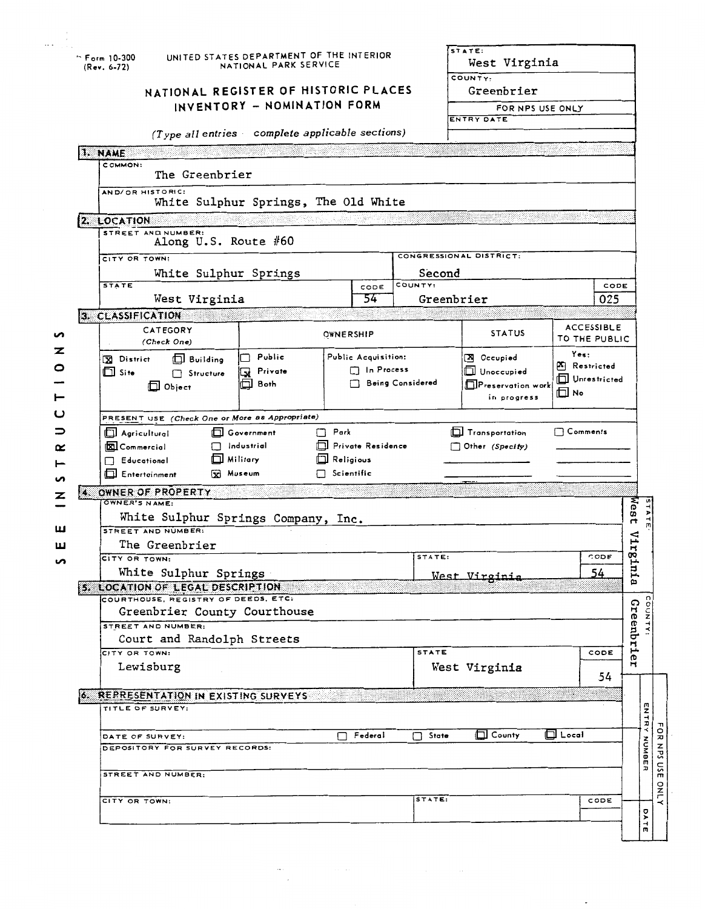Form 10-300
(Rev. 6-72)

UNITED STATES DEPARTMENT OF THE INTERIOR
NATIONAL PARK SERVICE

# NATIONAL REGISTER OF HISTORIC PLACES INVENTORY - NOMINATION FORM

(Type all entries complete applicable sections)

| STATE: | West Virginia |
|---|---|
| COUNTY: | Greenbrier |
| FOR NPS USE ONLY | |
| ENTRY DATE | |

SEE INSTRUCTIONS

## 1. NAME

COMMON:
The Greenbrier

AND/OR HISTORIC:
White Sulphur Springs, The Old White

## 2. LOCATION

STREET AND NUMBER:
Along U.S. Route #60

| CITY OR TOWN: | | CONGRESSIONAL DISTRICT: | |
|---|---|---|---|
| White Sulphur Springs | | Second | |
| STATE | CODE | COUNTY: | CODE |
| West Virginia | 54 | Greenbrier | 025 |

## 3. CLASSIFICATION

| CATEGORY (Check One) | OWNERSHIP | | STATUS | ACCESSIBLE TO THE PUBLIC |
|---|---|---|---|---|
| [X] District [ ] Building [ ] Site [ ] Structure [ ] Object | [ ] Public [X] Private [ ] Both | Public Acquisition: [ ] In Process [ ] Being Considered | [X] Occupied [ ] Unoccupied [ ] Preservation work in progress | Yes: [X] Restricted [ ] Unrestricted [ ] No |

PRESENT USE (Check One or More as Appropriate)

| | | | | |
|---|---|---|---|---|
| [ ] Agricultural | [ ] Government | [ ] Park | [ ] Transportation | [ ] Comments |
| [X] Commercial | [ ] Industrial | [ ] Private Residence | [ ] Other (Specify) | |
| [ ] Educational | [ ] Military | [ ] Religious | | |
| [ ] Entertainment | [X] Museum | [ ] Scientific | | |

## 4. OWNER OF PROPERTY

OWNER'S NAME:
White Sulphur Springs Company, Inc.

STREET AND NUMBER:
The Greenbrier

| CITY OR TOWN: | STATE: | CODE |
|---|---|---|
| White Sulphur Springs | West Virginia | 54 |

STATE: West Virginia

## 5. LOCATION OF LEGAL DESCRIPTION

COURTHOUSE, REGISTRY OF DEEDS, ETC:
Greenbrier County Courthouse

STREET AND NUMBER:
Court and Randolph Streets

| CITY OR TOWN: | STATE | CODE |
|---|---|---|
| Lewisburg | West Virginia | 54 |

COUNTY: Greenbrier

## 6. REPRESENTATION IN EXISTING SURVEYS

TITLE OF SURVEY:

DATE OF SURVEY: [ ] Federal [ ] State [ ] County [ ] Local

DEPOSITORY FOR SURVEY RECORDS:

STREET AND NUMBER:

| CITY OR TOWN: | STATE: | CODE |
|---|---|---|
| | | |

FOR NPS USE ONLY — ENTRY NUMBER — DATE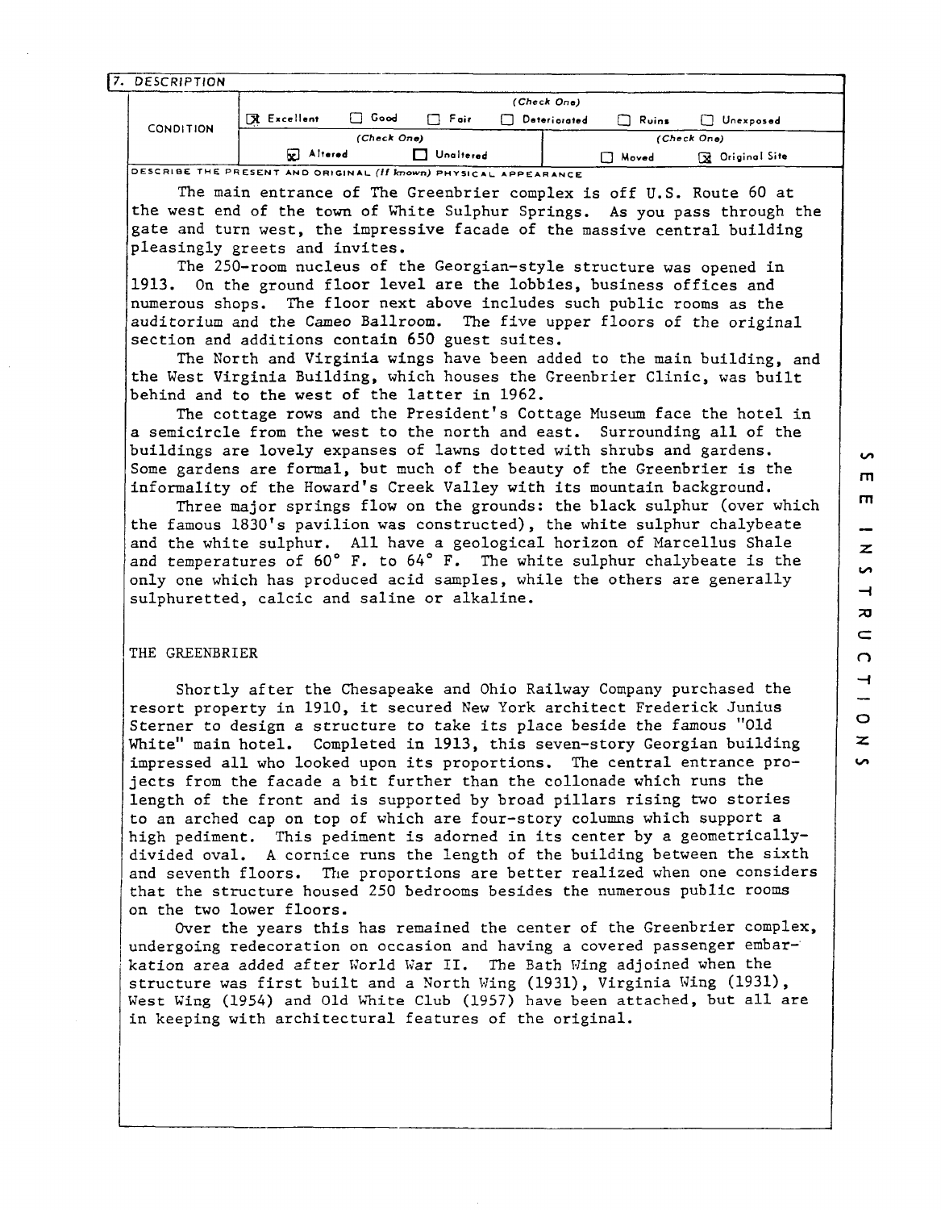## 7. DESCRIPTION

| CONDITION | (Check One) | | | | | |
|---|---|---|---|---|---|---|
| | [X] Excellent | [ ] Good | [ ] Fair | [ ] Deteriorated | [ ] Ruins | [ ] Unexposed |
| | (Check One) | | | (Check One) | | |
| | [X] Altered | [ ] Unaltered | | [ ] Moved | [X] Original Site | |

DESCRIBE THE PRESENT AND ORIGINAL *(If known)* PHYSICAL APPEARANCE

The main entrance of The Greenbrier complex is off U.S. Route 60 at the west end of the town of White Sulphur Springs. As you pass through the gate and turn west, the impressive facade of the massive central building pleasingly greets and invites.

The 250-room nucleus of the Georgian-style structure was opened in 1913. On the ground floor level are the lobbies, business offices and numerous shops. The floor next above includes such public rooms as the auditorium and the Cameo Ballroom. The five upper floors of the original section and additions contain 650 guest suites.

The North and Virginia wings have been added to the main building, and the West Virginia Building, which houses the Greenbrier Clinic, was built behind and to the west of the latter in 1962.

The cottage rows and the President's Cottage Museum face the hotel in a semicircle from the west to the north and east. Surrounding all of the buildings are lovely expanses of lawns dotted with shrubs and gardens. Some gardens are formal, but much of the beauty of the Greenbrier is the informality of the Howard's Creek Valley with its mountain background.

Three major springs flow on the grounds: the black sulphur (over which the famous 1830's pavilion was constructed), the white sulphur chalybeate and the white sulphur. All have a geological horizon of Marcellus Shale and temperatures of 60° F. to 64° F. The white sulphur chalybeate is the only one which has produced acid samples, while the others are generally sulphuretted, calcic and saline or alkaline.

THE GREENBRIER

Shortly after the Chesapeake and Ohio Railway Company purchased the resort property in 1910, it secured New York architect Frederick Junius Sterner to design a structure to take its place beside the famous "Old White" main hotel. Completed in 1913, this seven-story Georgian building impressed all who looked upon its proportions. The central entrance projects from the facade a bit further than the collonade which runs the length of the front and is supported by broad pillars rising two stories to an arched cap on top of which are four-story columns which support a high pediment. This pediment is adorned in its center by a geometrically-divided oval. A cornice runs the length of the building between the sixth and seventh floors. The proportions are better realized when one considers that the structure housed 250 bedrooms besides the numerous public rooms on the two lower floors.

Over the years this has remained the center of the Greenbrier complex, undergoing redecoration on occasion and having a covered passenger embarkation area added after World War II. The Bath Wing adjoined when the structure was first built and a North Wing (1931), Virginia Wing (1931), West Wing (1954) and Old White Club (1957) have been attached, but all are in keeping with architectural features of the original.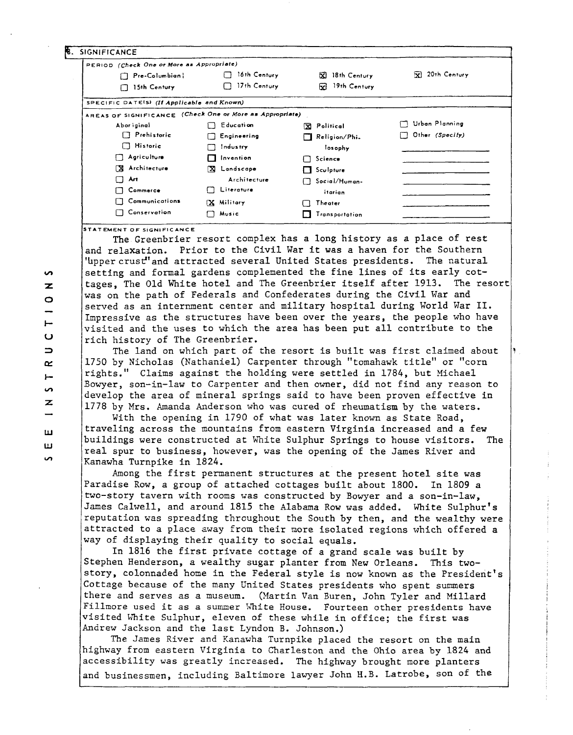## 8. SIGNIFICANCE

PERIOD (Check One or More as Appropriate)

| | | | |
|---|---|---|---|
| ☐ Pre-Columbian | ☐ 16th Century | ☒ 18th Century | ☒ 20th Century |
| ☐ 15th Century | ☐ 17th Century | ☒ 19th Century | |

SPECIFIC DATE(S) (If Applicable and Known)

AREAS OF SIGNIFICANCE (Check One or More as Appropriate)

| | | | |
|---|---|---|---|
| Aboriginal | ☐ Education | ☒ Political | ☐ Urban Planning |
| ☐ Prehistoric | ☐ Engineering | ☐ Religion/Philosophy | ☐ Other (Specify) |
| ☐ Historic | ☐ Industry | | |
| ☐ Agriculture | ☐ Invention | ☐ Science | |
| ☒ Architecture | ☒ Landscape Architecture | ☐ Sculpture | |
| ☐ Art | | ☐ Social/Humanitarian | |
| ☐ Commerce | ☐ Literature | | |
| ☐ Communications | ☒ Military | ☐ Theater | |
| ☐ Conservation | ☐ Music | ☐ Transportation | |

STATEMENT OF SIGNIFICANCE

The Greenbrier resort complex has a long history as a place of rest and relaxation. Prior to the Civil War it was a haven for the Southern "upper crust" and attracted several United States presidents. The natural setting and formal gardens complemented the fine lines of its early cottages, The Old White hotel and The Greenbrier itself after 1913. The resort was on the path of Federals and Confederates during the Civil War and served as an internment center and military hospital during World War II. Impressive as the structures have been over the years, the people who have visited and the uses to which the area has been put all contribute to the rich history of The Greenbrier.

The land on which part of the resort is built was first claimed about 1750 by Nicholas (Nathaniel) Carpenter through "tomahawk title" or "corn rights." Claims against the holding were settled in 1784, but Michael Bowyer, son-in-law to Carpenter and then owner, did not find any reason to develop the area of mineral springs said to have been proven effective in 1778 by Mrs. Amanda Anderson who was cured of rheumatism by the waters.

With the opening in 1790 of what was later known as State Road, traveling across the mountains from eastern Virginia increased and a few buildings were constructed at White Sulphur Springs to house visitors. The real spur to business, however, was the opening of the James River and Kanawha Turnpike in 1824.

Among the first permanent structures at the present hotel site was Paradise Row, a group of attached cottages built about 1800. In 1809 a two-story tavern with rooms was constructed by Bowyer and a son-in-law, James Calwell, and around 1815 the Alabama Row was added. White Sulphur's reputation was spreading throughout the South by then, and the wealthy were attracted to a place away from their more isolated regions which offered a way of displaying their quality to social equals.

In 1816 the first private cottage of a grand scale was built by Stephen Henderson, a wealthy sugar planter from New Orleans. This two-story, colonnaded home in the Federal style is now known as the President's Cottage because of the many United States presidents who spent summers there and serves as a museum. (Martin Van Buren, John Tyler and Millard Fillmore used it as a summer White House. Fourteen other presidents have visited White Sulphur, eleven of these while in office; the first was Andrew Jackson and the last Lyndon B. Johnson.)

The James River and Kanawha Turnpike placed the resort on the main highway from eastern Virginia to Charleston and the Ohio area by 1824 and accessibility was greatly increased. The highway brought more planters and businessmen, including Baltimore lawyer John H.B. Latrobe, son of the

SEE INSTRUCTIONS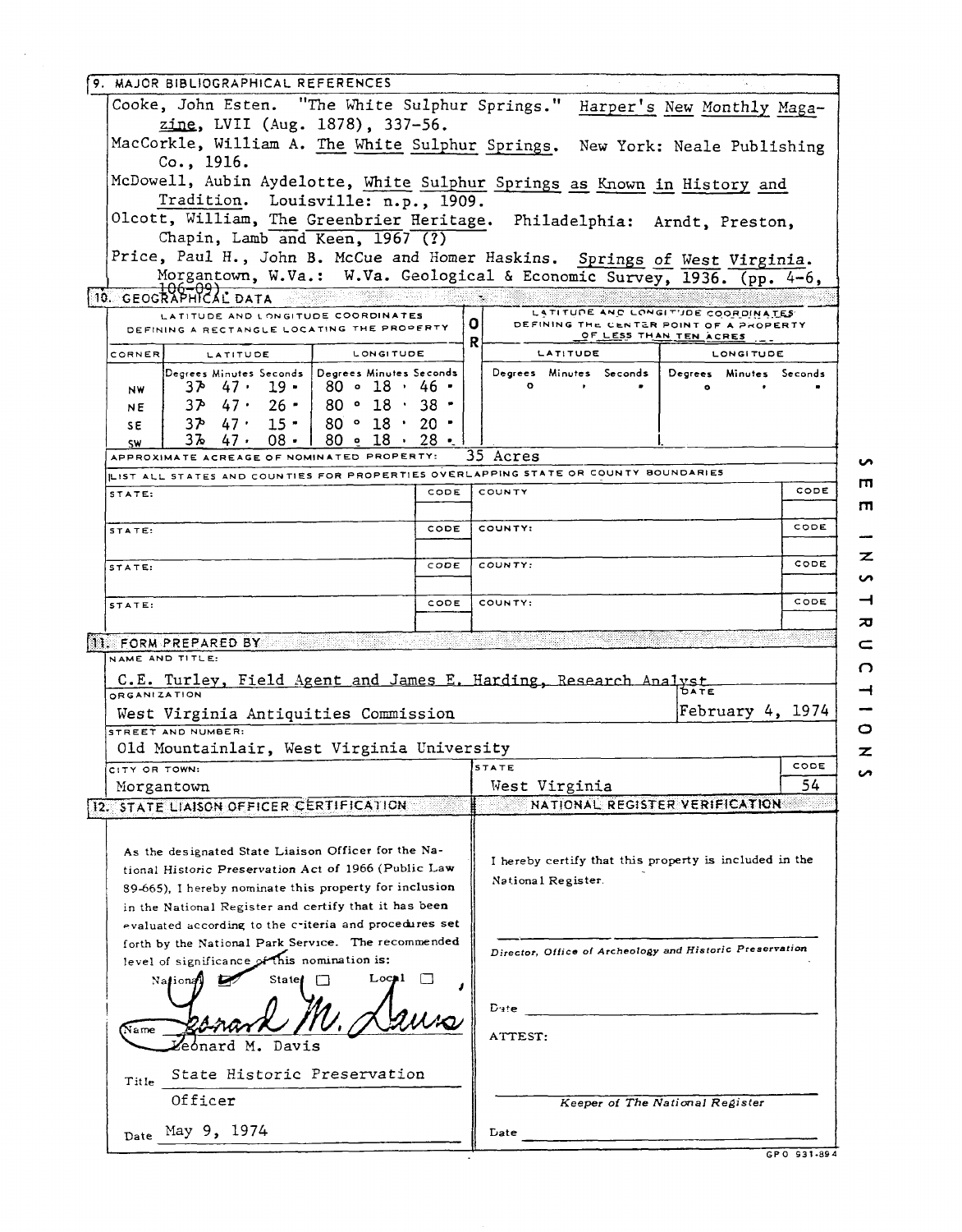## 9. MAJOR BIBLIOGRAPHICAL REFERENCES

Cooke, John Esten. "The White Sulphur Springs." Harper's New Monthly Magazine, LVII (Aug. 1878), 337-56.

MacCorkle, William A. The White Sulphur Springs. New York: Neale Publishing Co., 1916.

McDowell, Aubin Aydelotte, White Sulphur Springs as Known in History and Tradition. Louisville: n.p., 1909.

Olcott, William, The Greenbrier Heritage. Philadelphia: Arndt, Preston, Chapin, Lamb and Keen, 1967 (?)

Price, Paul H., John B. McCue and Homer Haskins. Springs of West Virginia. Morgantown, W.Va.: W.Va. Geological & Economic Survey, 1936. (pp. 4-6, 106-09).

## 10. GEOGRAPHICAL DATA

LATITUDE AND LONGITUDE COORDINATES DEFINING A RECTANGLE LOCATING THE PROPERTY

| CORNER | LATITUDE (Degrees Minutes Seconds) | LONGITUDE (Degrees Minutes Seconds) |
|---|---|---|
| NW | 37° 47' 19" | 80° 18' 46" |
| NE | 37° 47' 26" | 80° 18' 38" |
| SE | 37° 47' 15" | 80° 18' 20" |
| SW | 37° 47' 08" | 80° 18' 28" |

OR

LATITUDE AND LONGITUDE COORDINATES DEFINING THE CENTER POINT OF A PROPERTY OF LESS THAN TEN ACRES

| LATITUDE (Degrees Minutes Seconds) | LONGITUDE (Degrees Minutes Seconds) |
|---|---|
| ° ' " | ° ' " |

APPROXIMATE ACREAGE OF NOMINATED PROPERTY: 35 Acres

LIST ALL STATES AND COUNTIES FOR PROPERTIES OVERLAPPING STATE OR COUNTY BOUNDARIES

| STATE: | CODE | COUNTY: | CODE |
|---|---|---|---|
| STATE: | CODE | COUNTY: | CODE |
| STATE: | CODE | COUNTY: | CODE |
| STATE: | CODE | COUNTY: | CODE |

SEE INSTRUCTIONS

## 11. FORM PREPARED BY

NAME AND TITLE:
C.E. Turley, Field Agent and James E. Harding, Research Analyst

ORGANIZATION: West Virginia Antiquities Commission

DATE: February 4, 1974

STREET AND NUMBER: Old Mountainlair, West Virginia University

CITY OR TOWN: Morgantown

STATE: West Virginia

CODE: 54

## 12. STATE LIAISON OFFICER CERTIFICATION

As the designated State Liaison Officer for the National Historic Preservation Act of 1966 (Public Law 89-665), I hereby nominate this property for inclusion in the National Register and certify that it has been evaluated according to the criteria and procedures set forth by the National Park Service. The recommended level of significance of this nomination is:

National ☑ State ☐ Local ☐

Name: Leonard M. Davis

Title: State Historic Preservation Officer

Date: May 9, 1974

## NATIONAL REGISTER VERIFICATION

I hereby certify that this property is included in the National Register.

Director, Office of Archeology and Historic Preservation

Date

ATTEST:

Keeper of The National Register

Date

GPO 931-894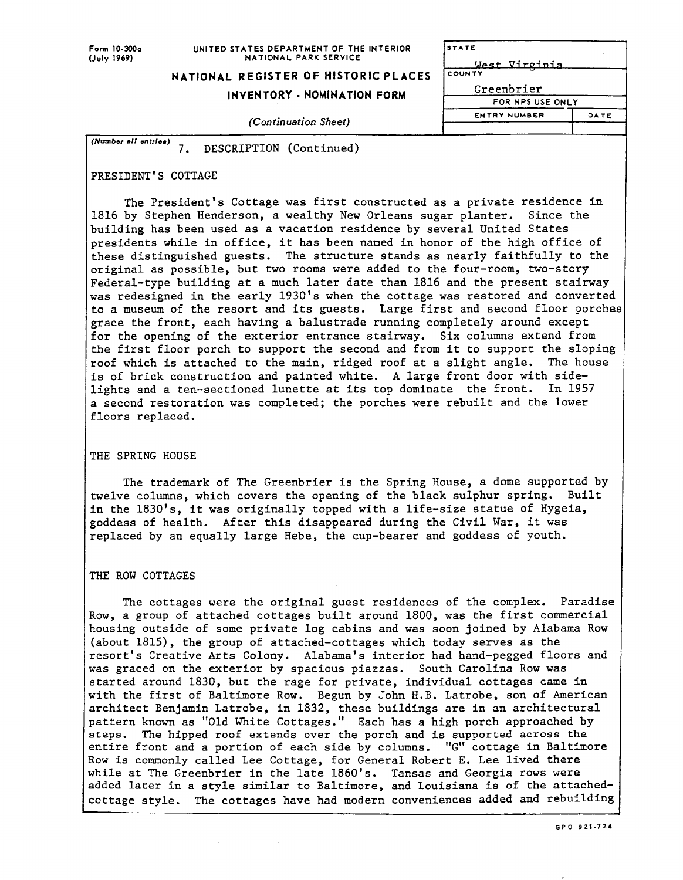Form 10-300a
(July 1969)

UNITED STATES DEPARTMENT OF THE INTERIOR
NATIONAL PARK SERVICE

**NATIONAL REGISTER OF HISTORIC PLACES**
**INVENTORY - NOMINATION FORM**

*(Continuation Sheet)*

| STATE | |
|---|---|
| West Virginia | |
| COUNTY | |
| Greenbrier | |
| FOR NPS USE ONLY | |
| ENTRY NUMBER | DATE |
| | |

*(Number all entries)* 7. DESCRIPTION (Continued)

PRESIDENT'S COTTAGE

The President's Cottage was first constructed as a private residence in 1816 by Stephen Henderson, a wealthy New Orleans sugar planter. Since the building has been used as a vacation residence by several United States presidents while in office, it has been named in honor of the high office of these distinguished guests. The structure stands as nearly faithfully to the original as possible, but two rooms were added to the four-room, two-story Federal-type building at a much later date than 1816 and the present stairway was redesigned in the early 1930's when the cottage was restored and converted to a museum of the resort and its guests. Large first and second floor porches grace the front, each having a balustrade running completely around except for the opening of the exterior entrance stairway. Six columns extend from the first floor porch to support the second and from it to support the sloping roof which is attached to the main, ridged roof at a slight angle. The house is of brick construction and painted white. A large front door with side-lights and a ten-sectioned lunette at its top dominate the front. In 1957 a second restoration was completed; the porches were rebuilt and the lower floors replaced.

THE SPRING HOUSE

The trademark of The Greenbrier is the Spring House, a dome supported by twelve columns, which covers the opening of the black sulphur spring. Built in the 1830's, it was originally topped with a life-size statue of Hygeia, goddess of health. After this disappeared during the Civil War, it was replaced by an equally large Hebe, the cup-bearer and goddess of youth.

THE ROW COTTAGES

The cottages were the original guest residences of the complex. Paradise Row, a group of attached cottages built around 1800, was the first commercial housing outside of some private log cabins and was soon joined by Alabama Row (about 1815), the group of attached-cottages which today serves as the resort's Creative Arts Colony. Alabama's interior had hand-pegged floors and was graced on the exterior by spacious piazzas. South Carolina Row was started around 1830, but the rage for private, individual cottages came in with the first of Baltimore Row. Begun by John H.B. Latrobe, son of American architect Benjamin Latrobe, in 1832, these buildings are in an architectural pattern known as "Old White Cottages." Each has a high porch approached by steps. The hipped roof extends over the porch and is supported across the entire front and a portion of each side by columns. "G" cottage in Baltimore Row is commonly called Lee Cottage, for General Robert E. Lee lived there while at The Greenbrier in the late 1860's. Tansas and Georgia rows were added later in a style similar to Baltimore, and Louisiana is of the attached-cottage style. The cottages have had modern conveniences added and rebuilding

GPO 921-724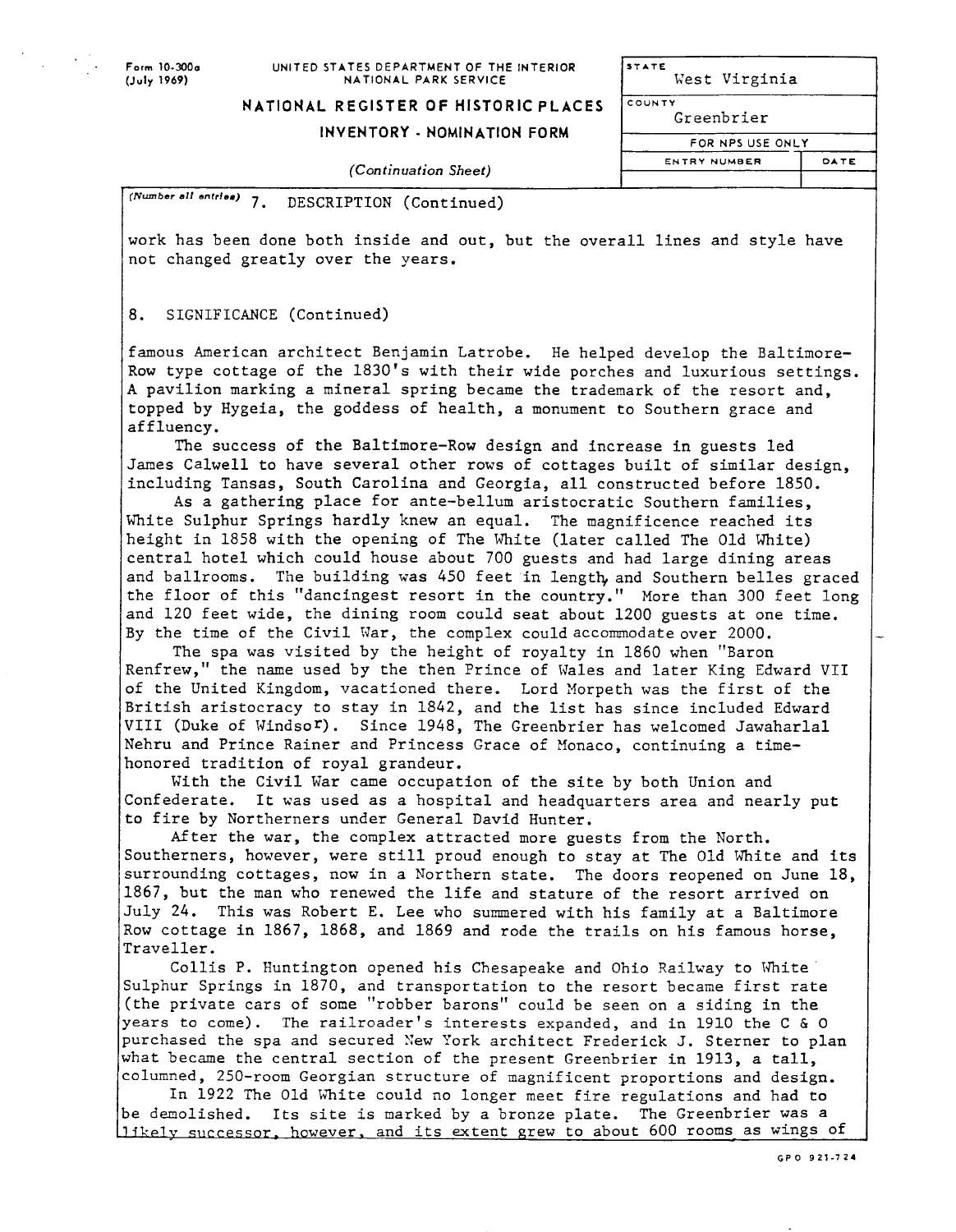Form 10-300a
(July 1969)

UNITED STATES DEPARTMENT OF THE INTERIOR
NATIONAL PARK SERVICE

**NATIONAL REGISTER OF HISTORIC PLACES**
**INVENTORY - NOMINATION FORM**

*(Continuation Sheet)*

| STATE | |
|---|---|
| West Virginia | |
| COUNTY | |
| Greenbrier | |
| FOR NPS USE ONLY | |
| ENTRY NUMBER | DATE |
| | |

*(Number all entries)* 7. DESCRIPTION (Continued)

work has been done both inside and out, but the overall lines and style have not changed greatly over the years.

8. SIGNIFICANCE (Continued)

famous American architect Benjamin Latrobe. He helped develop the Baltimore-Row type cottage of the 1830's with their wide porches and luxurious settings. A pavilion marking a mineral spring became the trademark of the resort and, topped by Hygeia, the goddess of health, a monument to Southern grace and affluency.

The success of the Baltimore-Row design and increase in guests led James Calwell to have several other rows of cottages built of similar design, including Tansas, South Carolina and Georgia, all constructed before 1850.

As a gathering place for ante-bellum aristocratic Southern families, White Sulphur Springs hardly knew an equal. The magnificence reached its height in 1858 with the opening of The White (later called The Old White) central hotel which could house about 700 guests and had large dining areas and ballrooms. The building was 450 feet in length, and Southern belles graced the floor of this "dancingest resort in the country." More than 300 feet long and 120 feet wide, the dining room could seat about 1200 guests at one time. By the time of the Civil War, the complex could accommodate over 2000.

The spa was visited by the height of royalty in 1860 when "Baron Renfrew," the name used by the then Prince of Wales and later King Edward VII of the United Kingdom, vacationed there. Lord Morpeth was the first of the British aristocracy to stay in 1842, and the list has since included Edward VIII (Duke of Windsor). Since 1948, The Greenbrier has welcomed Jawaharlal Nehru and Prince Rainer and Princess Grace of Monaco, continuing a time-honored tradition of royal grandeur.

With the Civil War came occupation of the site by both Union and Confederate. It was used as a hospital and headquarters area and nearly put to fire by Northerners under General David Hunter.

After the war, the complex attracted more guests from the North. Southerners, however, were still proud enough to stay at The Old White and its surrounding cottages, now in a Northern state. The doors reopened on June 18, 1867, but the man who renewed the life and stature of the resort arrived on July 24. This was Robert E. Lee who summered with his family at a Baltimore Row cottage in 1867, 1868, and 1869 and rode the trails on his famous horse, Traveller.

Collis P. Huntington opened his Chesapeake and Ohio Railway to White Sulphur Springs in 1870, and transportation to the resort became first rate (the private cars of some "robber barons" could be seen on a siding in the years to come). The railroader's interests expanded, and in 1910 the C & O purchased the spa and secured New York architect Frederick J. Sterner to plan what became the central section of the present Greenbrier in 1913, a tall, columned, 250-room Georgian structure of magnificent proportions and design.

In 1922 The Old White could no longer meet fire regulations and had to be demolished. Its site is marked by a bronze plate. The Greenbrier was a likely successor, however, and its extent grew to about 600 rooms as wings of

GPO 921-724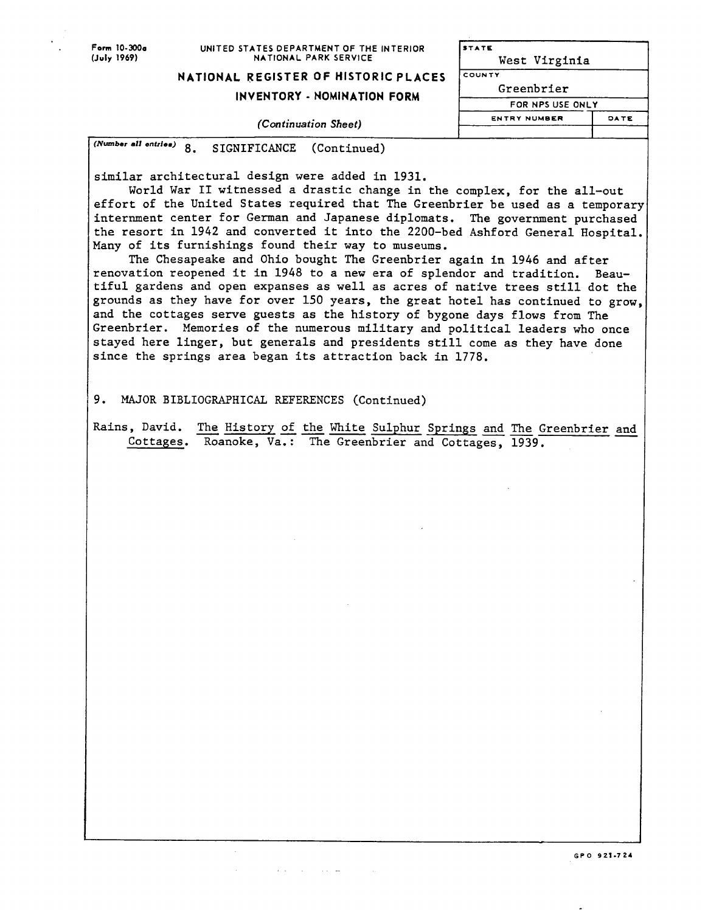Form 10-300a (July 1969)

UNITED STATES DEPARTMENT OF THE INTERIOR
NATIONAL PARK SERVICE

**NATIONAL REGISTER OF HISTORIC PLACES**
**INVENTORY - NOMINATION FORM**

*(Continuation Sheet)*

| STATE | |
|---|---|
| West Virginia | |
| COUNTY | |
| Greenbrier | |
| FOR NPS USE ONLY | |
| ENTRY NUMBER | DATE |
| | |

*(Number all entries)* 8. SIGNIFICANCE (Continued)

similar architectural design were added in 1931.

World War II witnessed a drastic change in the complex, for the all-out effort of the United States required that The Greenbrier be used as a temporary internment center for German and Japanese diplomats. The government purchased the resort in 1942 and converted it into the 2200-bed Ashford General Hospital. Many of its furnishings found their way to museums.

The Chesapeake and Ohio bought The Greenbrier again in 1946 and after renovation reopened it in 1948 to a new era of splendor and tradition. Beautiful gardens and open expanses as well as acres of native trees still dot the grounds as they have for over 150 years, the great hotel has continued to grow, and the cottages serve guests as the history of bygone days flows from The Greenbrier. Memories of the numerous military and political leaders who once stayed here linger, but generals and presidents still come as they have done since the springs area began its attraction back in 1778.

9. MAJOR BIBLIOGRAPHICAL REFERENCES (Continued)

Rains, David. The History of the White Sulphur Springs and The Greenbrier and Cottages. Roanoke, Va.: The Greenbrier and Cottages, 1939.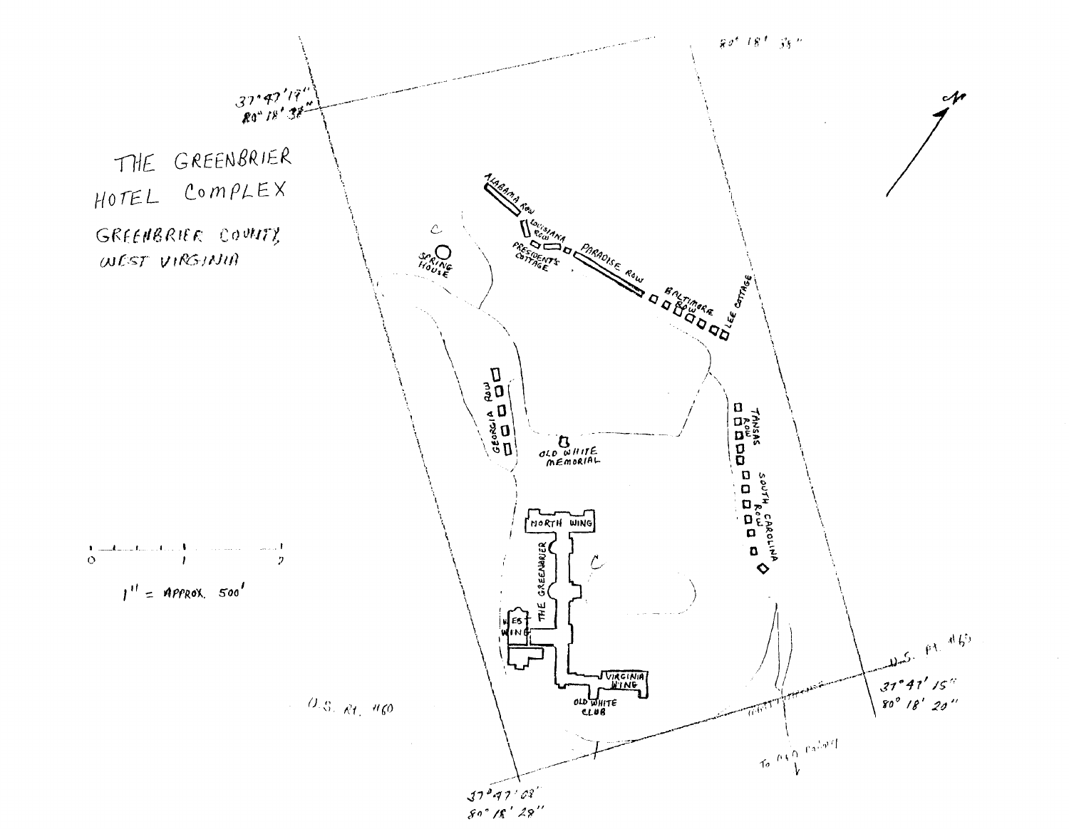# THE GREENBRIER HOTEL COMPLEX

GREENBRIER COUNTY, WEST VIRGINIA

37°47'17"
80°18'37"

80°18'35"

37°47'15"
80°18'20"

37°47'08"
80°18'28"

ALABAMA ROW

LOUISIANA ROW

PRESIDENT'S COTTAGE

PARADISE ROW

BALTIMORE ROW

LEE COTTAGE

SPRING HOUSE

GEORGIA ROW

OLD WHITE MEMORIAL

TANSAS ROW

SOUTH CAROLINA ROW

NORTH WING

THE GREENBRIER

WEST WING

VIRGINIA WING

OLD WHITE CLUB

U.S. RT. #60

U.S. RT. #60

To C&O Railway

N

0 1 2

1" = APPROX. 500'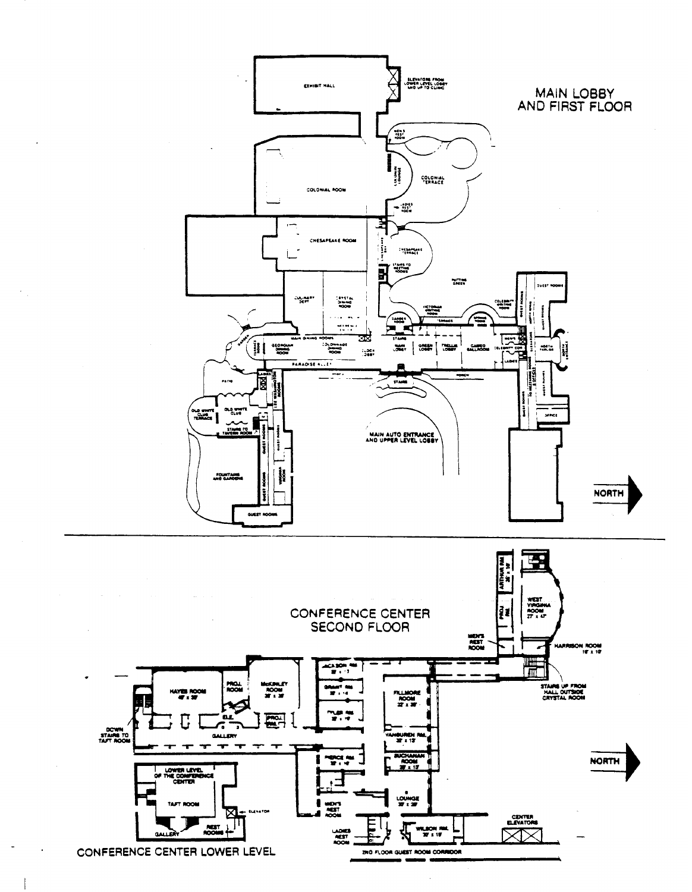# MAIN LOBBY AND FIRST FLOOR

EXHIBIT HALL

ELEVATORS FROM LOWER LEVEL LOBBY AND UP TO CLINIC

MEN'S REST ROOM

COLONIAL LOUNGE

COLONIAL TERRACE

COLONIAL ROOM

LADIES REST ROOM

CHESAPEAKE ROOM

CHESAPEAKE BAY

CHESAPEAKE TERRACE

STAIRS TO MEETING ROOMS

PUTTING GREEN

CULINARY DEPT

CRYSTAL DINING ROOM

GARDEN ROOM

VICTORIAN WRITING ROOM

TERRACE

SPRING ROOM

CELEBRITY WRITING ROOM

GUEST ROOMS

MAIN DINING ROOMS

GEORGIAN DINING ROOM

COLONNADE DINING ROOM

CLOCK LOBBY

STAIRS

MAIN LOBBY

GREEN LOBBY

TRELLIS LOBBY

CAMEO BALLROOM

CELEBRITY COR.

MEN'S

LADIES

NORTH PARLOR

NORTH ENTRANCE

PARADISE ALLEY

PORCH

STAIRS

PATIO

LADIES

LEE WASHINGTON ROOMS

OLD WHITE CLUB TERRACE

OLD WHITE CLUB

STAIRS TO TAVERN ROOM

GUEST ROOMS

TO MEZZANINE ROOMS

OFFICE

MAIN AUTO ENTRANCE AND UPPER LEVEL LOBBY

FOUNTAINS AND GARDENS

VIRGINIA ROOM

GUEST ROOMS

NORTH

# CONFERENCE CENTER SECOND FLOOR

ARTHUR RM. 26' x 18'

PROJ RM.

WEST VIRGINIA ROOM 27' x 47'

MEN'S REST ROOM

HARRISON ROOM 18' x 18'

STAIRS UP FROM HALL OUTSIDE CRYSTAL ROOM

HAYES ROOM 48' x 38'

PROJ. ROOM

McKINLEY ROOM 38' x 38'

D.E.

PROJ. RM.

JACKSON RM.

GRANT RM.

TYLER RM.

FILLMORE ROOM 22' x 38'

VAN BUREN RM. 32' x 13'

BUCHANAN ROOM 32' x 13'

PIERCE RM.

DOWN STAIRS TO TAFT ROOM

GALLERY

LOUNGE

MEN'S REST ROOM

LADIES REST ROOM

WILSON RM. 30' x 19'

CENTER ELEVATORS

2ND FLOOR GUEST ROOM CORRIDOR

NORTH

LOWER LEVEL OF THE CONFERENCE CENTER

TAFT ROOM

ELEVATOR

GALLERY

REST ROOMS

# CONFERENCE CENTER LOWER LEVEL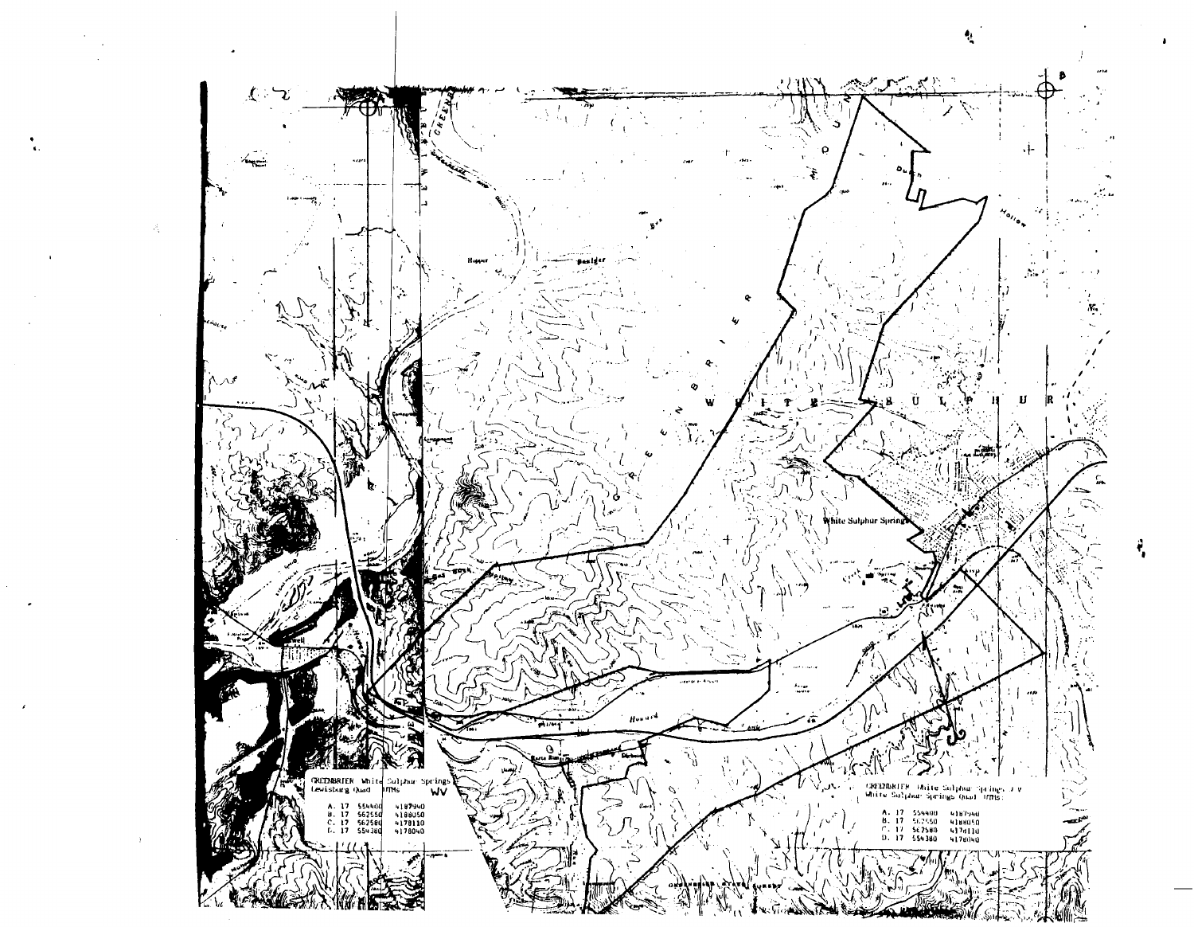GREENBRIER White Sulphur Springs
Lewisburg Quad UTMs WV

| | Zone | Easting | Northing |
|---|---|---|---|
| A. | 17 | 554400 | 4187940 |
| B. | 17 | 562550 | 4188050 |
| C. | 17 | 562580 | 4178110 |
| D. | 17 | 554380 | 4178040 |

GREENBRIER White Sulphur Springs WV
White Sulphur Springs Quad UTMs

| | Zone | Easting | Northing |
|---|---|---|---|
| A. | 17 | 554400 | 4187940 |
| B. | 17 | 562550 | 4188050 |
| C. | 17 | 562580 | 4178110 |
| D. | 17 | 554380 | 4178040 |